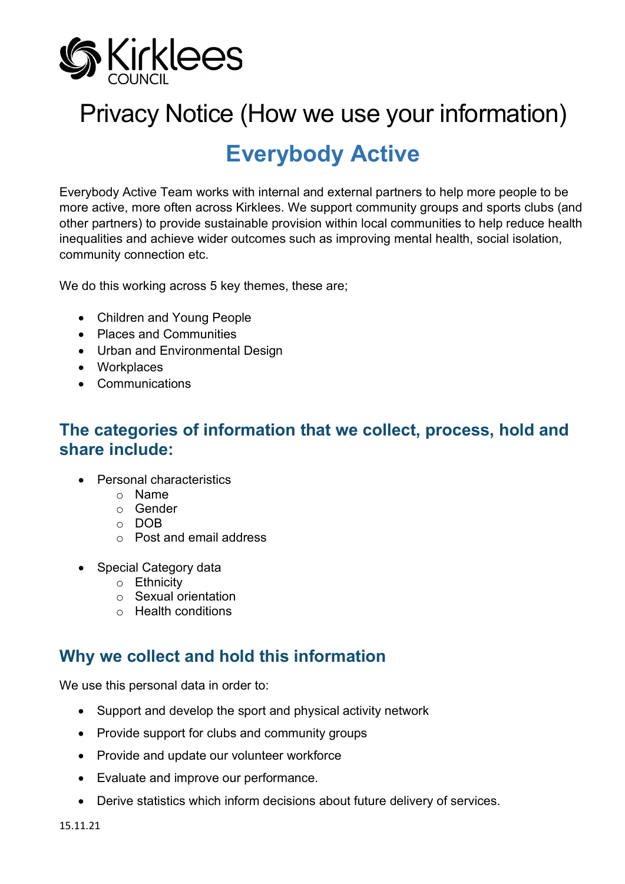Kirklees COUNCIL

# Privacy Notice (How we use your information)

# Everybody Active

Everybody Active Team works with internal and external partners to help more people to be more active, more often across Kirklees. We support community groups and sports clubs (and other partners) to provide sustainable provision within local communities to help reduce health inequalities and achieve wider outcomes such as improving mental health, social isolation, community connection etc.

We do this working across 5 key themes, these are;

- Children and Young People
- Places and Communities
- Urban and Environmental Design
- Workplaces
- Communications

## The categories of information that we collect, process, hold and share include:

- Personal characteristics
    - Name
    - Gender
    - DOB
    - Post and email address
- Special Category data
    - Ethnicity
    - Sexual orientation
    - Health conditions

## Why we collect and hold this information

We use this personal data in order to:

- Support and develop the sport and physical activity network
- Provide support for clubs and community groups
- Provide and update our volunteer workforce
- Evaluate and improve our performance.
- Derive statistics which inform decisions about future delivery of services.

15.11.21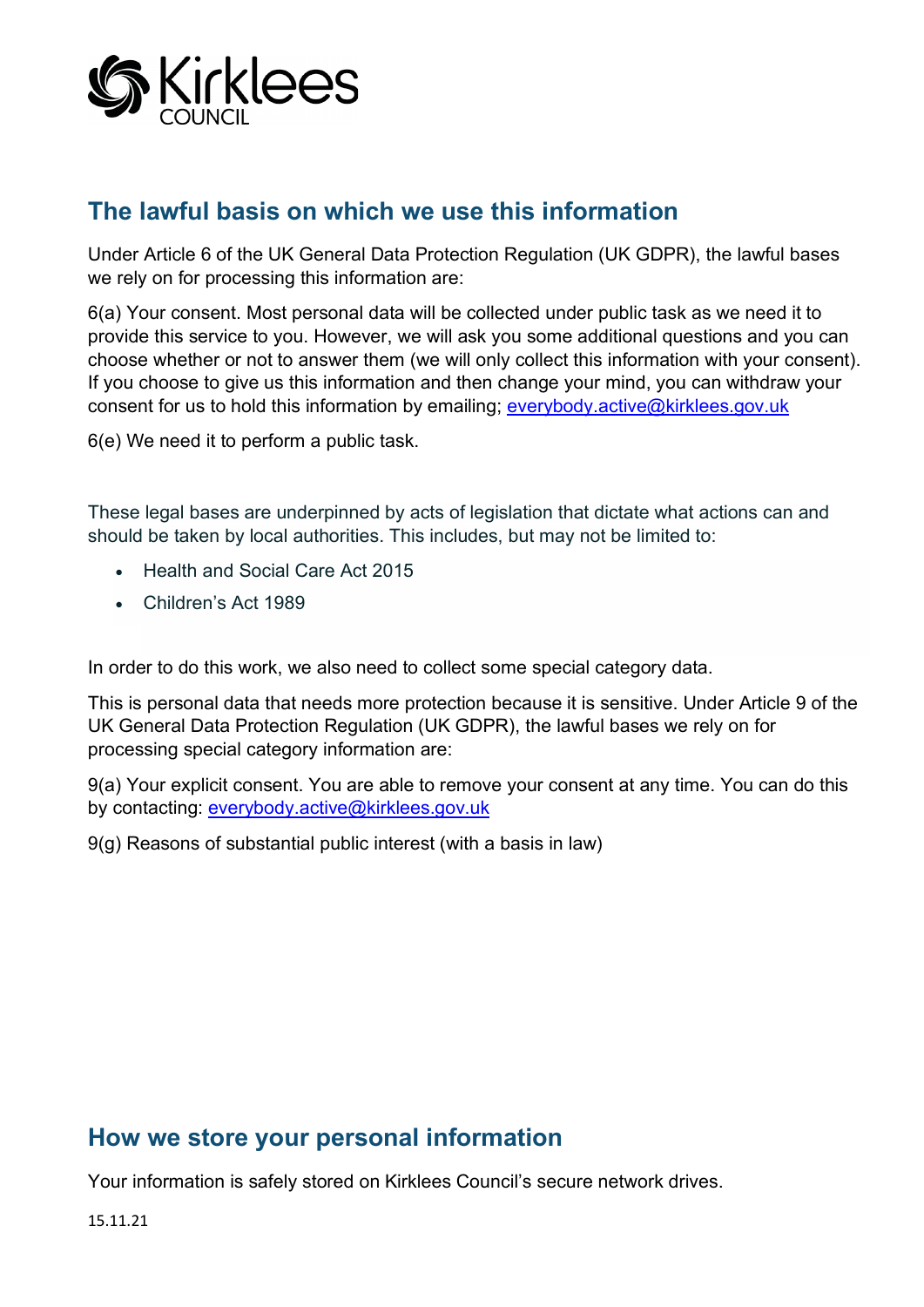## The lawful basis on which we use this information

Under Article 6 of the UK General Data Protection Regulation (UK GDPR), the lawful bases we rely on for processing this information are:

6(a) Your consent. Most personal data will be collected under public task as we need it to provide this service to you. However, we will ask you some additional questions and you can choose whether or not to answer them (we will only collect this information with your consent). If you choose to give us this information and then change your mind, you can withdraw your consent for us to hold this information by emailing; everybody.active@kirklees.gov.uk

6(e) We need it to perform a public task.

These legal bases are underpinned by acts of legislation that dictate what actions can and should be taken by local authorities. This includes, but may not be limited to:

- Health and Social Care Act 2015
- Children's Act 1989

In order to do this work, we also need to collect some special category data.

This is personal data that needs more protection because it is sensitive. Under Article 9 of the UK General Data Protection Regulation (UK GDPR), the lawful bases we rely on for processing special category information are:

9(a) Your explicit consent. You are able to remove your consent at any time. You can do this by contacting: everybody.active@kirklees.gov.uk

9(g) Reasons of substantial public interest (with a basis in law)

## How we store your personal information

Your information is safely stored on Kirklees Council's secure network drives.

15.11.21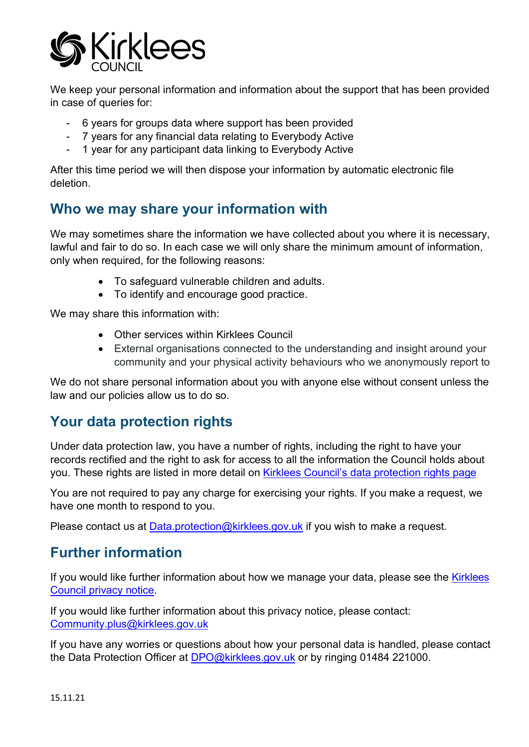We keep your personal information and information about the support that has been provided in case of queries for:

- 6 years for groups data where support has been provided
- 7 years for any financial data relating to Everybody Active
- 1 year for any participant data linking to Everybody Active

After this time period we will then dispose your information by automatic electronic file deletion.

## Who we may share your information with

We may sometimes share the information we have collected about you where it is necessary, lawful and fair to do so. In each case we will only share the minimum amount of information, only when required, for the following reasons:

- To safeguard vulnerable children and adults.
- To identify and encourage good practice.

We may share this information with:

- Other services within Kirklees Council
- External organisations connected to the understanding and insight around your community and your physical activity behaviours who we anonymously report to

We do not share personal information about you with anyone else without consent unless the law and our policies allow us to do so.

## Your data protection rights

Under data protection law, you have a number of rights, including the right to have your records rectified and the right to ask for access to all the information the Council holds about you. These rights are listed in more detail on Kirklees Council's data protection rights page

You are not required to pay any charge for exercising your rights. If you make a request, we have one month to respond to you.

Please contact us at Data.protection@kirklees.gov.uk if you wish to make a request.

## Further information

If you would like further information about how we manage your data, please see the Kirklees Council privacy notice.

If you would like further information about this privacy notice, please contact: Community.plus@kirklees.gov.uk

If you have any worries or questions about how your personal data is handled, please contact the Data Protection Officer at DPO@kirklees.gov.uk or by ringing 01484 221000.

15.11.21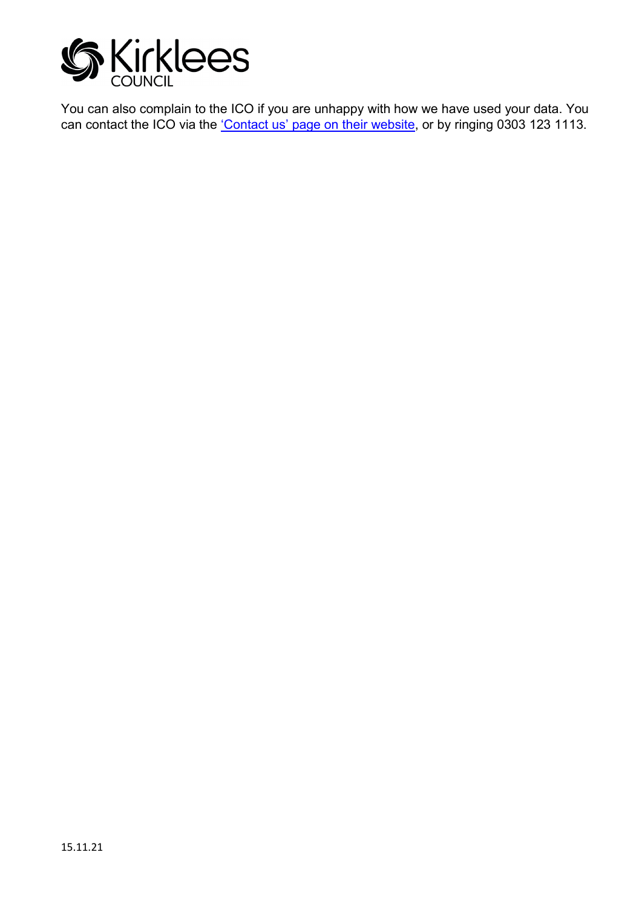You can also complain to the ICO if you are unhappy with how we have used your data. You can contact the ICO via the 'Contact us' page on their website, or by ringing 0303 123 1113.

15.11.21